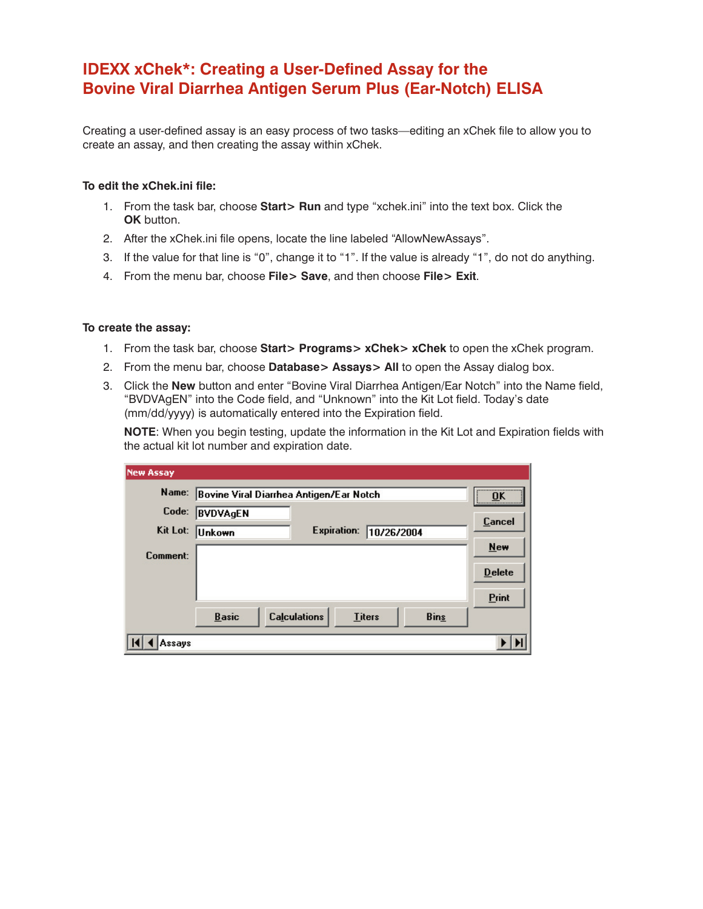# IDEXX xChek*: Creating a User-Defined Assay for the Bovine Viral Diarrhea Antigen Serum Plus (Ear-Notch) ELISA

Creating a user-defined assay is an easy process of two tasks—editing an xChek file to allow you to create an assay, and then creating the assay within xChek.

**To edit the xChek.ini file:**

1. From the task bar, choose **Start> Run** and type "xchek.ini" into the text box. Click the **OK** button.
2. After the xChek.ini file opens, locate the line labeled "AllowNewAssays".
3. If the value for that line is "0", change it to "1". If the value is already "1", do not do anything.
4. From the menu bar, choose **File> Save**, and then choose **File> Exit**.

**To create the assay:**

1. From the task bar, choose **Start> Programs> xChek> xChek** to open the xChek program.
2. From the menu bar, choose **Database> Assays> All** to open the Assay dialog box.
3. Click the **New** button and enter "Bovine Viral Diarrhea Antigen/Ear Notch" into the Name field, "BVDVAgEN" into the Code field, and "Unknown" into the Kit Lot field. Today's date (mm/dd/yyyy) is automatically entered into the Expiration field.

   **NOTE**: When you begin testing, update the information in the Kit Lot and Expiration fields with the actual kit lot number and expiration date.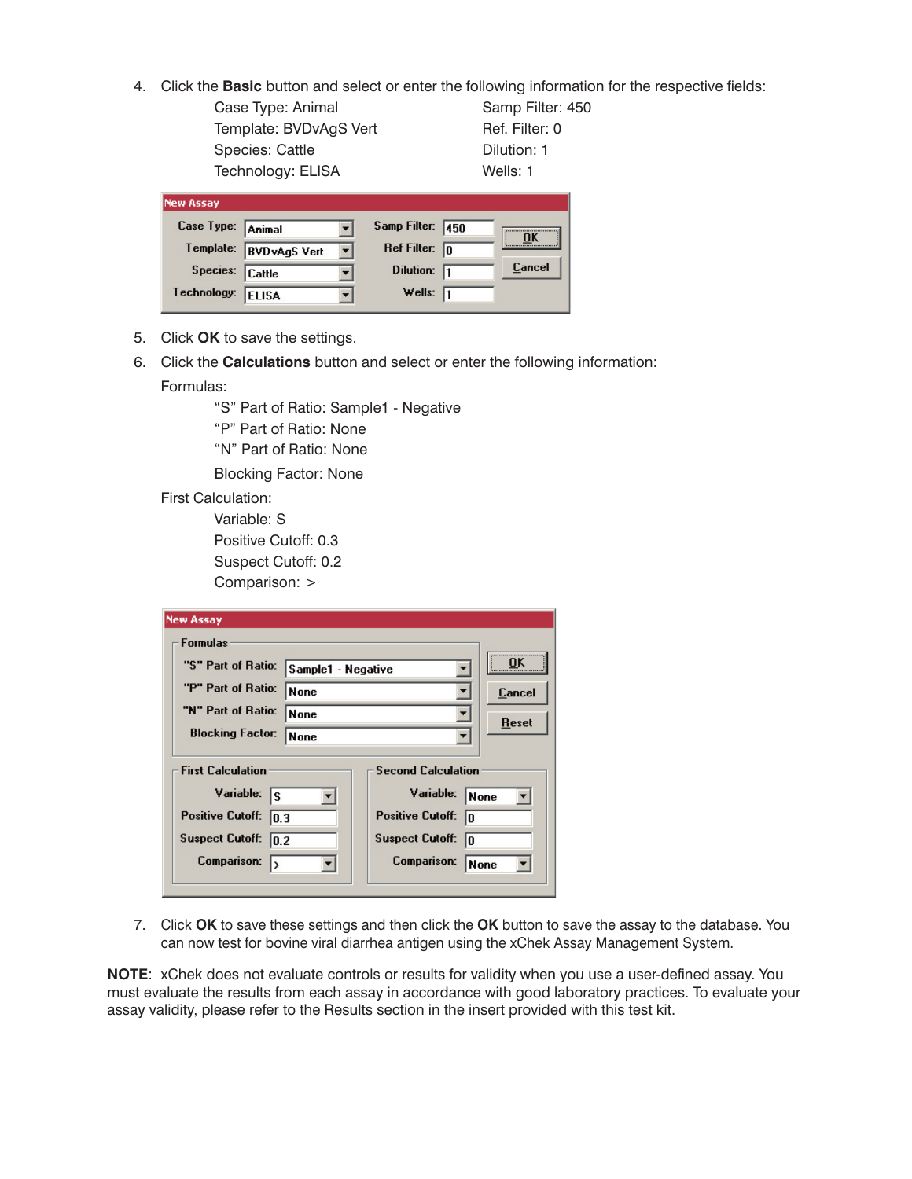4. Click the **Basic** button and select or enter the following information for the respective fields:

   | | |
   |---|---|
   | Case Type: Animal | Samp Filter: 450 |
   | Template: BVDvAgS Vert | Ref. Filter: 0 |
   | Species: Cattle | Dilution: 1 |
   | Technology: ELISA | Wells: 1 |

5. Click **OK** to save the settings.
6. Click the **Calculations** button and select or enter the following information:

   Formulas:

   - "S" Part of Ratio: Sample1 - Negative
   - "P" Part of Ratio: None
   - "N" Part of Ratio: None
   - Blocking Factor: None

   First Calculation:

   - Variable: S
   - Positive Cutoff: 0.3
   - Suspect Cutoff: 0.2
   - Comparison: >

7. Click **OK** to save these settings and then click the **OK** button to save the assay to the database. You can now test for bovine viral diarrhea antigen using the xChek Assay Management System.

**NOTE**: xChek does not evaluate controls or results for validity when you use a user-defined assay. You must evaluate the results from each assay in accordance with good laboratory practices. To evaluate your assay validity, please refer to the Results section in the insert provided with this test kit.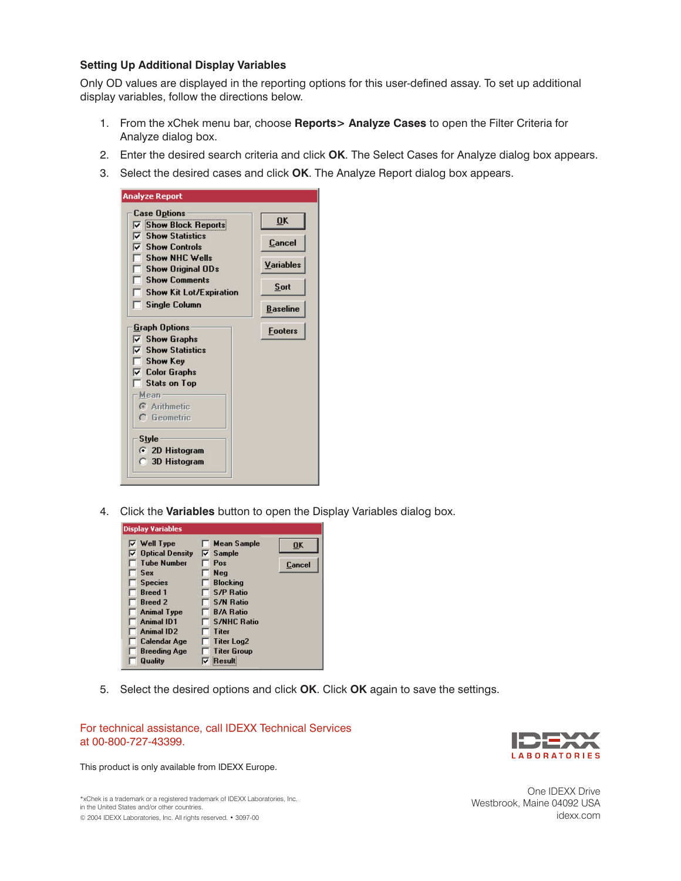### Setting Up Additional Display Variables

Only OD values are displayed in the reporting options for this user-defined assay. To set up additional display variables, follow the directions below.

1. From the xChek menu bar, choose **Reports> Analyze Cases** to open the Filter Criteria for Analyze dialog box.
2. Enter the desired search criteria and click **OK**. The Select Cases for Analyze dialog box appears.
3. Select the desired cases and click **OK**. The Analyze Report dialog box appears.

Analyze Report

Case Options
- [x] Show Block Reports
- [x] Show Statistics
- [x] Show Controls
- [ ] Show NHC Wells
- [ ] Show Original ODs
- [ ] Show Comments
- [ ] Show Kit Lot/Expiration
- [ ] Single Column

Graph Options
- [x] Show Graphs
- [x] Show Statistics
- [ ] Show Key
- [x] Color Graphs
- [ ] Stats on Top

Mean
- (•) Arithmetic
- ( ) Geometric

Style
- (•) 2D Histogram
- ( ) 3D Histogram

OK | Cancel | Variables | Sort | Baseline | Footers

4. Click the **Variables** button to open the Display Variables dialog box.

Display Variables

- [x] Well Type
- [x] Optical Density
- [ ] Tube Number
- [ ] Sex
- [ ] Species
- [ ] Breed 1
- [ ] Breed 2
- [ ] Animal Type
- [ ] Animal ID1
- [ ] Animal ID2
- [ ] Calendar Age
- [ ] Breeding Age
- [ ] Quality
- [ ] Mean Sample
- [x] Sample
- [ ] Pos
- [ ] Neg
- [ ] Blocking
- [ ] S/P Ratio
- [ ] S/N Ratio
- [ ] B/A Ratio
- [ ] S/NHC Ratio
- [ ] Titer
- [ ] Titer Log2
- [ ] Titer Group
- [x] Result

OK | Cancel

5. Select the desired options and click **OK**. Click **OK** again to save the settings.

For technical assistance, call IDEXX Technical Services at 00-800-727-43399.

This product is only available from IDEXX Europe.

IDEXX LABORATORIES

*xChek is a trademark or a registered trademark of IDEXX Laboratories, Inc. in the United States and/or other countries.

© 2004 IDEXX Laboratories, Inc. All rights reserved. • 3097-00

One IDEXX Drive
Westbrook, Maine 04092 USA
idexx.com